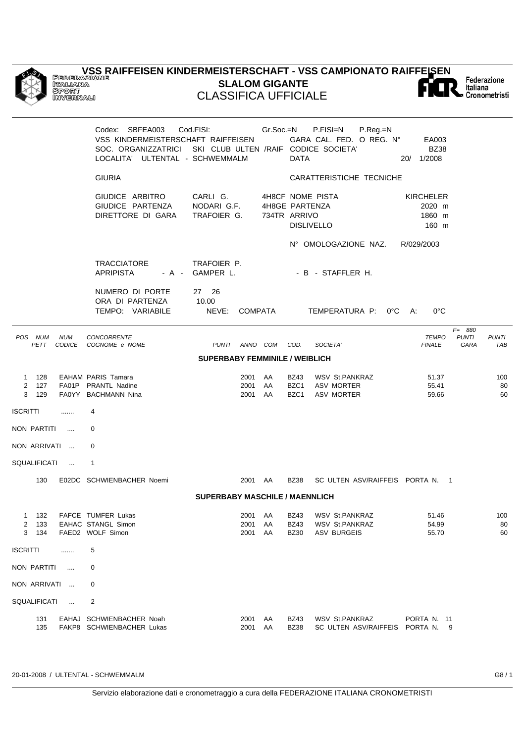# VSS RAIFFEISEN KINDERMEISTERSCHAFT - VSS CAMPIONATO RAIFFEISEN

## SLALOM GIGANTE

## CLASSIFICA UFFICIALE

Codex: SBFEA003 Cod.FISI: Gr.Soc.=N P.FISI=N P.Reg.=N
VSS KINDERMEISTERSCHAFT RAIFFEISEN — GARA CAL. FED. O REG. N° EA003
SOC. ORGANIZZATRICI SKI CLUB ULTEN /RAIF — CODICE SOCIETA' BZ38
LOCALITA' ULTENTAL - SCHWEMMALM — DATA 20/ 1/2008

| GIURIA | | | CARATTERISTICHE TECNICHE | |
|---|---|---|---|---|
| GIUDICE ARBITRO | CARLI G. | 4H8CF | NOME PISTA | KIRCHELER |
| GIUDICE PARTENZA | NODARI G.F. | 4H8GE | PARTENZA | 2020 m |
| DIRETTORE DI GARA | TRAFOIER G. | 734TR | ARRIVO | 1860 m |
| | | | DISLIVELLO | 160 m |
| | | | N° OMOLOGAZIONE NAZ. | R/029/2003 |

TRACCIATORE TRAFOIER P.
APRIPISTA - A - GAMPER L. - B - STAFFLER H.

NUMERO DI PORTE 27 26
ORA DI PARTENZA 10.00
TEMPO: VARIABILE NEVE: COMPATA TEMPERATURA P: 0°C A: 0°C

F= 880

### SUPERBABY FEMMINILE / WEIBLICH

| POS | NUM PETT | NUM CODICE | CONCORRENTE COGNOME e NOME | PUNTI | ANNO | COM | COD. | SOCIETA' | TEMPO FINALE | PUNTI GARA | PUNTI TAB |
|---|---|---|---|---|---|---|---|---|---|---|---|
| 1 | 128 | EAHAM | PARIS Tamara | | 2001 | AA | BZ43 | WSV St.PANKRAZ | 51.37 | | 100 |
| 2 | 127 | FA01P | PRANTL Nadine | | 2001 | AA | BZC1 | ASV MORTER | 55.41 | | 80 |
| 3 | 129 | FA0YY | BACHMANN Nina | | 2001 | AA | BZC1 | ASV MORTER | 59.66 | | 60 |

ISCRITTI ....... 4

NON PARTITI .... 0

NON ARRIVATI ... 0

SQUALIFICATI ... 1

| NUM PETT | NUM CODICE | COGNOME e NOME | ANNO | COM | COD. | SOCIETA' | |
|---|---|---|---|---|---|---|---|
| 130 | E02DC | SCHWIENBACHER Noemi | 2001 | AA | BZ38 | SC ULTEN ASV/RAIFFEIS | PORTA N. 1 |

### SUPERBABY MASCHILE / MAENNLICH

| POS | NUM PETT | NUM CODICE | CONCORRENTE COGNOME e NOME | PUNTI | ANNO | COM | COD. | SOCIETA' | TEMPO FINALE | PUNTI GARA | PUNTI TAB |
|---|---|---|---|---|---|---|---|---|---|---|---|
| 1 | 132 | FAFCE | TUMFER Lukas | | 2001 | AA | BZ43 | WSV St.PANKRAZ | 51.46 | | 100 |
| 2 | 133 | EAHAC | STANGL Simon | | 2001 | AA | BZ43 | WSV St.PANKRAZ | 54.99 | | 80 |
| 3 | 134 | FAED2 | WOLF Simon | | 2001 | AA | BZ30 | ASV BURGEIS | 55.70 | | 60 |

ISCRITTI ....... 5

NON PARTITI .... 0

NON ARRIVATI ... 0

SQUALIFICATI ... 2

| NUM PETT | NUM CODICE | COGNOME e NOME | ANNO | COM | COD. | SOCIETA' | |
|---|---|---|---|---|---|---|---|
| 131 | EAHAJ | SCHWIENBACHER Noah | 2001 | AA | BZ43 | WSV St.PANKRAZ | PORTA N. 11 |
| 135 | FAKP8 | SCHWIENBACHER Lukas | 2001 | AA | BZ38 | SC ULTEN ASV/RAIFFEIS | PORTA N. 9 |

20-01-2008 / ULTENTAL - SCHWEMMALM

Servizio elaborazione dati e cronometraggio a cura della FEDERAZIONE ITALIANA CRONOMETRISTI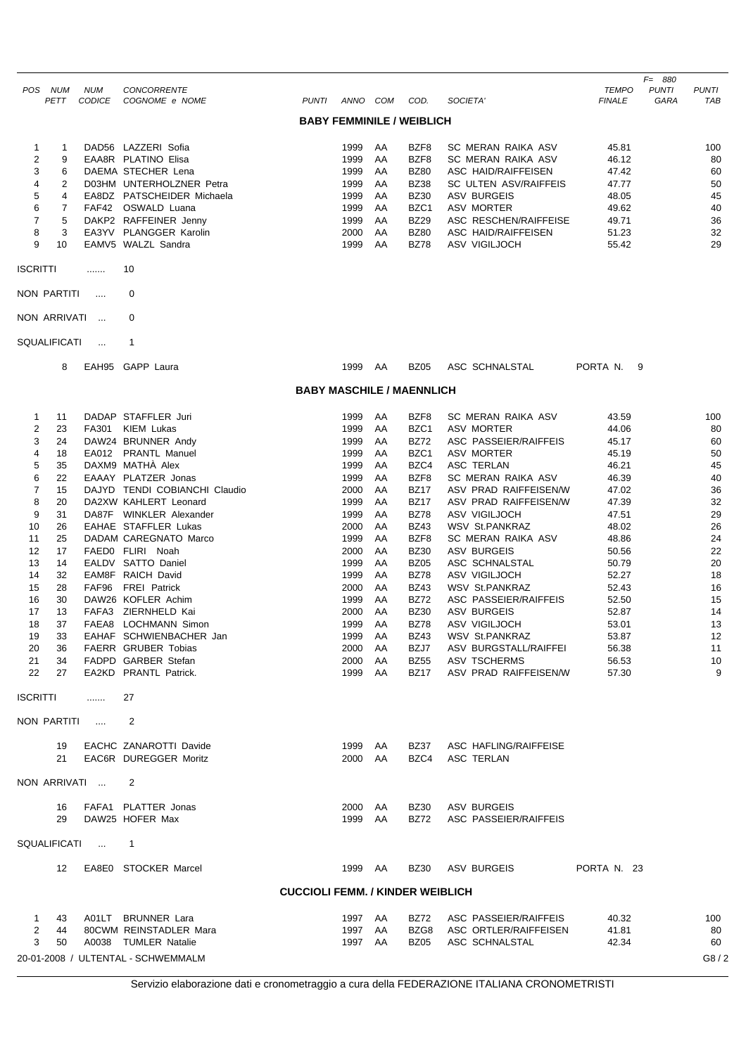| POS | NUM PETT | NUM CODICE | CONCORRENTE COGNOME e NOME | PUNTI | ANNO | COM | COD. | SOCIETA' | TEMPO FINALE | F= 880 PUNTI GARA | PUNTI TAB |
|---|---|---|---|---|---|---|---|---|---|---|---|

## BABY FEMMINILE / WEIBLICH

| POS | NUM PETT | NUM CODICE | CONCORRENTE COGNOME e NOME | PUNTI | ANNO | COM | COD. | SOCIETA' | TEMPO FINALE | PUNTI GARA | PUNTI TAB |
|---|---|---|---|---|---|---|---|---|---|---|---|
| 1 | 1 | DAD56 | LAZZERI Sofia | | 1999 | AA | BZF8 | SC MERAN RAIKA ASV | 45.81 | | 100 |
| 2 | 9 | EAA8R | PLATINO Elisa | | 1999 | AA | BZF8 | SC MERAN RAIKA ASV | 46.12 | | 80 |
| 3 | 6 | DAEMA | STECHER Lena | | 1999 | AA | BZ80 | ASC HAID/RAIFFEISEN | 47.42 | | 60 |
| 4 | 2 | D03HM | UNTERHOLZNER Petra | | 1999 | AA | BZ38 | SC ULTEN ASV/RAIFFEIS | 47.77 | | 50 |
| 5 | 4 | EA8DZ | PATSCHEIDER Michaela | | 1999 | AA | BZ30 | ASV BURGEIS | 48.05 | | 45 |
| 6 | 7 | FAF42 | OSWALD Luana | | 1999 | AA | BZC1 | ASV MORTER | 49.62 | | 40 |
| 7 | 5 | DAKP2 | RAFFEINER Jenny | | 1999 | AA | BZ29 | ASC RESCHEN/RAIFFEISE | 49.71 | | 36 |
| 8 | 3 | EA3YV | PLANGGER Karolin | | 2000 | AA | BZ80 | ASC HAID/RAIFFEISEN | 51.23 | | 32 |
| 9 | 10 | EAMV5 | WALZL Sandra | | 1999 | AA | BZ78 | ASV VIGILJOCH | 55.42 | | 29 |

ISCRITTI ....... 10

NON PARTITI .... 0

NON ARRIVATI ... 0

SQUALIFICATI ... 1

| NUM PETT | NUM CODICE | COGNOME e NOME | ANNO | COM | COD. | SOCIETA' | |
|---|---|---|---|---|---|---|---|
| 8 | EAH95 | GAPP Laura | 1999 | AA | BZ05 | ASC SCHNALSTAL | PORTA N. 9 |

## BABY MASCHILE / MAENNLICH

| POS | NUM PETT | NUM CODICE | CONCORRENTE COGNOME e NOME | PUNTI | ANNO | COM | COD. | SOCIETA' | TEMPO FINALE | PUNTI GARA | PUNTI TAB |
|---|---|---|---|---|---|---|---|---|---|---|---|
| 1 | 11 | DADAP | STAFFLER Juri | | 1999 | AA | BZF8 | SC MERAN RAIKA ASV | 43.59 | | 100 |
| 2 | 23 | FA301 | KIEM Lukas | | 1999 | AA | BZC1 | ASV MORTER | 44.06 | | 80 |
| 3 | 24 | DAW24 | BRUNNER Andy | | 1999 | AA | BZ72 | ASC PASSEIER/RAIFFEIS | 45.17 | | 60 |
| 4 | 18 | EA012 | PRANTL Manuel | | 1999 | AA | BZC1 | ASV MORTER | 45.19 | | 50 |
| 5 | 35 | DAXM9 | MATHÀ Alex | | 1999 | AA | BZC4 | ASC TERLAN | 46.21 | | 45 |
| 6 | 22 | EAAAY | PLATZER Jonas | | 1999 | AA | BZF8 | SC MERAN RAIKA ASV | 46.39 | | 40 |
| 7 | 15 | DAJYD | TENDI COBIANCHI Claudio | | 2000 | AA | BZ17 | ASV PRAD RAIFFEISEN/W | 47.02 | | 36 |
| 8 | 20 | DA2XW | KAHLERT Leonard | | 1999 | AA | BZ17 | ASV PRAD RAIFFEISEN/W | 47.39 | | 32 |
| 9 | 31 | DA87F | WINKLER Alexander | | 1999 | AA | BZ78 | ASV VIGILJOCH | 47.51 | | 29 |
| 10 | 26 | EAHAE | STAFFLER Lukas | | 2000 | AA | BZ43 | WSV St.PANKRAZ | 48.02 | | 26 |
| 11 | 25 | DADAM | CAREGNATO Marco | | 1999 | AA | BZF8 | SC MERAN RAIKA ASV | 48.86 | | 24 |
| 12 | 17 | FAED0 | FLIRI Noah | | 2000 | AA | BZ30 | ASV BURGEIS | 50.56 | | 22 |
| 13 | 14 | EALDV | SATTO Daniel | | 1999 | AA | BZ05 | ASC SCHNALSTAL | 50.79 | | 20 |
| 14 | 32 | EAM8F | RAICH David | | 1999 | AA | BZ78 | ASV VIGILJOCH | 52.27 | | 18 |
| 15 | 28 | FAF96 | FREI Patrick | | 2000 | AA | BZ43 | WSV St.PANKRAZ | 52.43 | | 16 |
| 16 | 30 | DAW26 | KOFLER Achim | | 1999 | AA | BZ72 | ASC PASSEIER/RAIFFEIS | 52.50 | | 15 |
| 17 | 13 | FAFA3 | ZIERNHELD Kai | | 2000 | AA | BZ30 | ASV BURGEIS | 52.87 | | 14 |
| 18 | 37 | FAEA8 | LOCHMANN Simon | | 1999 | AA | BZ78 | ASV VIGILJOCH | 53.01 | | 13 |
| 19 | 33 | EAHAF | SCHWIENBACHER Jan | | 1999 | AA | BZ43 | WSV St.PANKRAZ | 53.87 | | 12 |
| 20 | 36 | FAERR | GRUBER Tobias | | 2000 | AA | BZJ7 | ASV BURGSTALL/RAIFFEI | 56.38 | | 11 |
| 21 | 34 | FADPD | GARBER Stefan | | 2000 | AA | BZ55 | ASV TSCHERMS | 56.53 | | 10 |
| 22 | 27 | EA2KD | PRANTL Patrick. | | 1999 | AA | BZ17 | ASV PRAD RAIFFEISEN/W | 57.30 | | 9 |

ISCRITTI ....... 27

NON PARTITI .... 2

| NUM PETT | NUM CODICE | COGNOME e NOME | ANNO | COM | COD. | SOCIETA' |
|---|---|---|---|---|---|---|
| 19 | EACHC | ZANAROTTI Davide | 1999 | AA | BZ37 | ASC HAFLING/RAIFFEISE |
| 21 | EAC6R | DUREGGER Moritz | 2000 | AA | BZC4 | ASC TERLAN |

NON ARRIVATI ... 2

| NUM PETT | NUM CODICE | COGNOME e NOME | ANNO | COM | COD. | SOCIETA' |
|---|---|---|---|---|---|---|
| 16 | FAFA1 | PLATTER Jonas | 2000 | AA | BZ30 | ASV BURGEIS |
| 29 | DAW25 | HOFER Max | 1999 | AA | BZ72 | ASC PASSEIER/RAIFFEIS |

SQUALIFICATI ... 1

| NUM PETT | NUM CODICE | COGNOME e NOME | ANNO | COM | COD. | SOCIETA' | |
|---|---|---|---|---|---|---|---|
| 12 | EA8E0 | STOCKER Marcel | 1999 | AA | BZ30 | ASV BURGEIS | PORTA N. 23 |

## CUCCIOLI FEMM. / KINDER WEIBLICH

| POS | NUM PETT | NUM CODICE | CONCORRENTE COGNOME e NOME | PUNTI | ANNO | COM | COD. | SOCIETA' | TEMPO FINALE | PUNTI GARA | PUNTI TAB |
|---|---|---|---|---|---|---|---|---|---|---|---|
| 1 | 43 | A01LT | BRUNNER Lara | | 1997 | AA | BZ72 | ASC PASSEIER/RAIFFEIS | 40.32 | | 100 |
| 2 | 44 | 80CWM | REINSTADLER Mara | | 1997 | AA | BZG8 | ASC ORTLER/RAIFFEISEN | 41.81 | | 80 |
| 3 | 50 | A0038 | TUMLER Natalie | | 1997 | AA | BZ05 | ASC SCHNALSTAL | 42.34 | | 60 |

20-01-2008 / ULTENTAL - SCHWEMMALM

Servizio elaborazione dati e cronometraggio a cura della FEDERAZIONE ITALIANA CRONOMETRISTI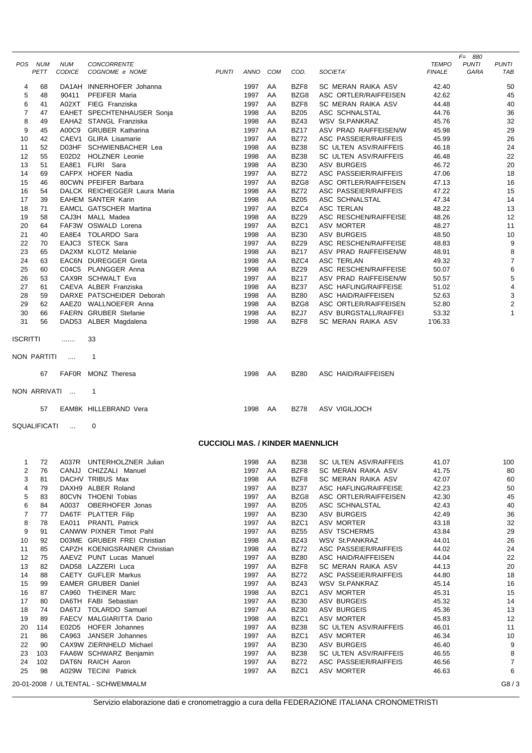| POS | NUM PETT | NUM CODICE | CONCORRENTE COGNOME e NOME | PUNTI | ANNO | COM | COD. | SOCIETA' | TEMPO FINALE | F= 880 PUNTI GARA | PUNTI TAB |
|---|---|---|---|---|---|---|---|---|---|---|---|
| 4 | 68 | DA1AH | INNERHOFER Johanna | | 1997 | AA | BZF8 | SC MERAN RAIKA ASV | 42.40 | | 50 |
| 5 | 48 | 90411 | PFEIFER Maria | | 1997 | AA | BZG8 | ASC ORTLER/RAIFFEISEN | 42.62 | | 45 |
| 6 | 41 | A02XT | FIEG Franziska | | 1997 | AA | BZF8 | SC MERAN RAIKA ASV | 44.48 | | 40 |
| 7 | 47 | EAHET | SPECHTENHAUSER Sonja | | 1998 | AA | BZ05 | ASC SCHNALSTAL | 44.76 | | 36 |
| 8 | 49 | EAHA2 | STANGL Franziska | | 1998 | AA | BZ43 | WSV St.PANKRAZ | 45.76 | | 32 |
| 9 | 45 | A00C9 | GRUBER Katharina | | 1997 | AA | BZ17 | ASV PRAD RAIFFEISEN/W | 45.98 | | 29 |
| 10 | 42 | CAEV1 | GLIRA Lisamarie | | 1997 | AA | BZ72 | ASC PASSEIER/RAIFFEIS | 45.99 | | 26 |
| 11 | 52 | D03HF | SCHWIENBACHER Lea | | 1998 | AA | BZ38 | SC ULTEN ASV/RAIFFEIS | 46.18 | | 24 |
| 12 | 55 | E02D2 | HOLZNER Leonie | | 1998 | AA | BZ38 | SC ULTEN ASV/RAIFFEIS | 46.48 | | 22 |
| 13 | 51 | EA8E1 | FLIRI Sara | | 1998 | AA | BZ30 | ASV BURGEIS | 46.72 | | 20 |
| 14 | 69 | CAFPX | HOFER Nadia | | 1997 | AA | BZ72 | ASC PASSEIER/RAIFFEIS | 47.06 | | 18 |
| 15 | 46 | 80CWN | PFEIFER Barbara | | 1997 | AA | BZG8 | ASC ORTLER/RAIFFEISEN | 47.13 | | 16 |
| 16 | 54 | DALCK | REICHEGGER Laura Maria | | 1998 | AA | BZ72 | ASC PASSEIER/RAIFFEIS | 47.22 | | 15 |
| 17 | 39 | EAHEM | SANTER Karin | | 1998 | AA | BZ05 | ASC SCHNALSTAL | 47.34 | | 14 |
| 18 | 71 | EAMCL | GATSCHER Martina | | 1997 | AA | BZC4 | ASC TERLAN | 48.22 | | 13 |
| 19 | 58 | CAJ3H | MALL Madea | | 1998 | AA | BZ29 | ASC RESCHEN/RAIFFEISE | 48.26 | | 12 |
| 20 | 64 | FAF3W | OSWALD Lorena | | 1997 | AA | BZC1 | ASV MORTER | 48.27 | | 11 |
| 21 | 40 | EA8E4 | TOLARDO Sara | | 1998 | AA | BZ30 | ASV BURGEIS | 48.50 | | 10 |
| 22 | 70 | EAJC3 | STECK Sara | | 1997 | AA | BZ29 | ASC RESCHEN/RAIFFEISE | 48.83 | | 9 |
| 23 | 65 | DA2XM | KLOTZ Melanie | | 1998 | AA | BZ17 | ASV PRAD RAIFFEISEN/W | 48.91 | | 8 |
| 24 | 63 | EAC6N | DUREGGER Greta | | 1998 | AA | BZC4 | ASC TERLAN | 49.32 | | 7 |
| 25 | 60 | C04C5 | PLANGGER Anna | | 1998 | AA | BZ29 | ASC RESCHEN/RAIFFEISE | 50.07 | | 6 |
| 26 | 53 | CAX9R | SCHWALT Eva | | 1997 | AA | BZ17 | ASV PRAD RAIFFEISEN/W | 50.57 | | 5 |
| 27 | 61 | CAEVA | ALBER Franziska | | 1998 | AA | BZ37 | ASC HAFLING/RAIFFEISE | 51.02 | | 4 |
| 28 | 59 | DARXE | PATSCHEIDER Deborah | | 1998 | AA | BZ80 | ASC HAID/RAIFFEISEN | 52.63 | | 3 |
| 29 | 62 | AAEZ0 | WALLNOEFER Anna | | 1998 | AA | BZG8 | ASC ORTLER/RAIFFEISEN | 52.80 | | 2 |
| 30 | 66 | FAERN | GRUBER Stefanie | | 1998 | AA | BZJ7 | ASV BURGSTALL/RAIFFEI | 53.32 | | 1 |
| 31 | 56 | DAD53 | ALBER Magdalena | | 1998 | AA | BZF8 | SC MERAN RAIKA ASV | 1'06.33 | | |

ISCRITTI ....... 33

NON PARTITI .... 1

| NUM PETT | NUM CODICE | COGNOME e NOME | ANNO | COM | COD. | SOCIETA' |
|---|---|---|---|---|---|---|
| 67 | FAF0R | MONZ Theresa | 1998 | AA | BZ80 | ASC HAID/RAIFFEISEN |

NON ARRIVATI ... 1

| NUM PETT | NUM CODICE | COGNOME e NOME | ANNO | COM | COD. | SOCIETA' |
|---|---|---|---|---|---|---|
| 57 | EAM8K | HILLEBRAND Vera | 1998 | AA | BZ78 | ASV VIGILJOCH |

SQUALIFICATI ... 0

## CUCCIOLI MAS. / KINDER MAENNLICH

| POS | NUM PETT | NUM CODICE | CONCORRENTE COGNOME e NOME | PUNTI | ANNO | COM | COD. | SOCIETA' | TEMPO FINALE | PUNTI GARA | PUNTI TAB |
|---|---|---|---|---|---|---|---|---|---|---|---|
| 1 | 72 | A037R | UNTERHOLZNER Julian | | 1998 | AA | BZ38 | SC ULTEN ASV/RAIFFEIS | 41.07 | | 100 |
| 2 | 76 | CANJJ | CHIZZALI Manuel | | 1997 | AA | BZF8 | SC MERAN RAIKA ASV | 41.75 | | 80 |
| 3 | 81 | DACHV | TRIBUS Max | | 1998 | AA | BZF8 | SC MERAN RAIKA ASV | 42.07 | | 60 |
| 4 | 79 | DAXH9 | ALBER Roland | | 1997 | AA | BZ37 | ASC HAFLING/RAIFFEISE | 42.23 | | 50 |
| 5 | 83 | 80CVN | THOENI Tobias | | 1997 | AA | BZG8 | ASC ORTLER/RAIFFEISEN | 42.30 | | 45 |
| 6 | 84 | A0037 | OBERHOFER Jonas | | 1997 | AA | BZ05 | ASC SCHNALSTAL | 42.43 | | 40 |
| 7 | 77 | DA6TF | PLATTER Filip | | 1997 | AA | BZ30 | ASV BURGEIS | 42.49 | | 36 |
| 8 | 78 | EA011 | PRANTL Patrick | | 1997 | AA | BZC1 | ASV MORTER | 43.18 | | 32 |
| 9 | 91 | CANWW | PIXNER Timot Pahl | | 1997 | AA | BZ55 | ASV TSCHERMS | 43.84 | | 29 |
| 10 | 92 | D03ME | GRUBER FREI Christian | | 1998 | AA | BZ43 | WSV St.PANKRAZ | 44.01 | | 26 |
| 11 | 85 | CAPZH | KOENIGSRAINER Christian | | 1998 | AA | BZ72 | ASC PASSEIER/RAIFFEIS | 44.02 | | 24 |
| 12 | 75 | AAEVZ | PUNT Lucas Manuel | | 1997 | AA | BZ80 | ASC HAID/RAIFFEISEN | 44.04 | | 22 |
| 13 | 82 | DAD58 | LAZZERI Luca | | 1997 | AA | BZF8 | SC MERAN RAIKA ASV | 44.13 | | 20 |
| 14 | 88 | CAETY | GUFLER Markus | | 1997 | AA | BZ72 | ASC PASSEIER/RAIFFEIS | 44.80 | | 18 |
| 15 | 99 | EAMER | GRUBER Daniel | | 1997 | AA | BZ43 | WSV St.PANKRAZ | 45.14 | | 16 |
| 16 | 87 | CA960 | THEINER Marc | | 1998 | AA | BZC1 | ASV MORTER | 45.31 | | 15 |
| 17 | 80 | DA6TH | FABI Sebastian | | 1997 | AA | BZ30 | ASV BURGEIS | 45.32 | | 14 |
| 18 | 74 | DA6TJ | TOLARDO Samuel | | 1997 | AA | BZ30 | ASV BURGEIS | 45.36 | | 13 |
| 19 | 89 | FAECV | MALGIARITTA Dario | | 1998 | AA | BZC1 | ASV MORTER | 45.83 | | 12 |
| 20 | 114 | E02D5 | HOFER Johannes | | 1997 | AA | BZ38 | SC ULTEN ASV/RAIFFEIS | 46.01 | | 11 |
| 21 | 86 | CA963 | JANSER Johannes | | 1997 | AA | BZC1 | ASV MORTER | 46.34 | | 10 |
| 22 | 90 | CAX9W | ZIERNHELD Michael | | 1997 | AA | BZ30 | ASV BURGEIS | 46.40 | | 9 |
| 23 | 103 | FAA6W | SCHWARZ Benjamin | | 1997 | AA | BZ38 | SC ULTEN ASV/RAIFFEIS | 46.55 | | 8 |
| 24 | 102 | DAT6N | RAICH Aaron | | 1997 | AA | BZ72 | ASC PASSEIER/RAIFFEIS | 46.56 | | 7 |
| 25 | 98 | A029W | TECINI Patrick | | 1997 | AA | BZC1 | ASV MORTER | 46.63 | | 6 |

20-01-2008 / ULTENTAL - SCHWEMMALM

Servizio elaborazione dati e cronometraggio a cura della FEDERAZIONE ITALIANA CRONOMETRISTI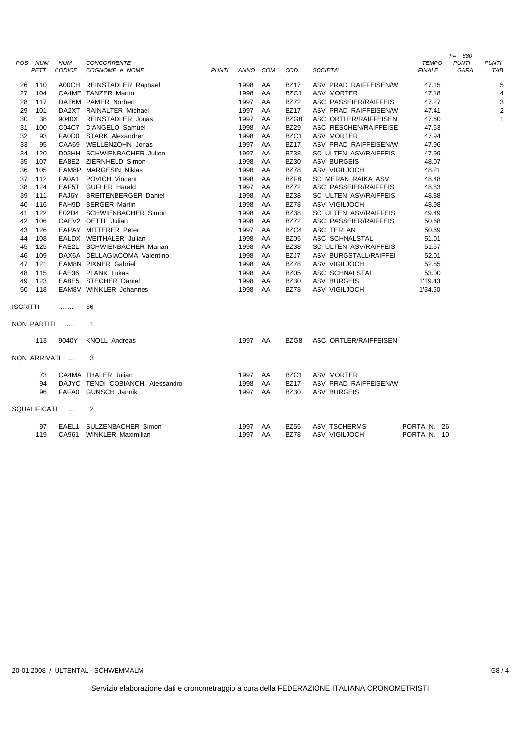| POS | NUM PETT | NUM CODICE | CONCORRENTE COGNOME e NOME | PUNTI | ANNO | COM | COD. | SOCIETA' | TEMPO FINALE | F= 880 PUNTI GARA | PUNTI TAB |
|---|---|---|---|---|---|---|---|---|---|---|---|
| 26 | 110 | A00CH | REINSTADLER Raphael | | 1998 | AA | BZ17 | ASV PRAD RAIFFEISEN/W | 47.15 | | 5 |
| 27 | 104 | CA4ME | TANZER Martin | | 1998 | AA | BZC1 | ASV MORTER | 47.18 | | 4 |
| 28 | 117 | DAT6M | PAMER Norbert | | 1997 | AA | BZ72 | ASC PASSEIER/RAIFFEIS | 47.27 | | 3 |
| 29 | 101 | DA2XT | RAINALTER Michael | | 1997 | AA | BZ17 | ASV PRAD RAIFFEISEN/W | 47.41 | | 2 |
| 30 | 38 | 9040X | REINSTADLER Jonas | | 1997 | AA | BZG8 | ASC ORTLER/RAIFFEISEN | 47.60 | | 1 |
| 31 | 100 | C04C7 | D'ANGELO Samuel | | 1998 | AA | BZ29 | ASC RESCHEN/RAIFFEISE | 47.63 | | |
| 32 | 93 | FA0D0 | STARK Alexandrer | | 1998 | AA | BZC1 | ASV MORTER | 47.94 | | |
| 33 | 95 | CAA69 | WELLENZOHN Jonas | | 1997 | AA | BZ17 | ASV PRAD RAIFFEISEN/W | 47.96 | | |
| 34 | 120 | D03HH | SCHWIENBACHER Julien | | 1997 | AA | BZ38 | SC ULTEN ASV/RAIFFEIS | 47.99 | | |
| 35 | 107 | EA8E2 | ZIERNHELD Simon | | 1998 | AA | BZ30 | ASV BURGEIS | 48.07 | | |
| 36 | 105 | EAM8P | MARGESIN Niklas | | 1998 | AA | BZ78 | ASV VIGILJOCH | 48.21 | | |
| 37 | 112 | FA0A1 | POVICH Vincent | | 1998 | AA | BZF8 | SC MERAN RAIKA ASV | 48.48 | | |
| 38 | 124 | EAF5T | GUFLER Harald | | 1997 | AA | BZ72 | ASC PASSEIER/RAIFFEIS | 48.83 | | |
| 39 | 111 | FAJ6Y | BREITENBERGER Daniel | | 1998 | AA | BZ38 | SC ULTEN ASV/RAIFFEIS | 48.88 | | |
| 40 | 116 | FAH9D | BERGER Martin | | 1998 | AA | BZ78 | ASV VIGILJOCH | 48.98 | | |
| 41 | 122 | E02D4 | SCHWIENBACHER Simon | | 1998 | AA | BZ38 | SC ULTEN ASV/RAIFFEIS | 49.49 | | |
| 42 | 106 | CAEV2 | OETTL Julian | | 1998 | AA | BZ72 | ASC PASSEIER/RAIFFEIS | 50.68 | | |
| 43 | 126 | EAPAY | MITTERER Peter | | 1997 | AA | BZC4 | ASC TERLAN | 50.69 | | |
| 44 | 108 | EALDX | WEITHALER Julian | | 1998 | AA | BZ05 | ASC SCHNALSTAL | 51.01 | | |
| 45 | 125 | FAE2L | SCHWIENBACHER Marian | | 1998 | AA | BZ38 | SC ULTEN ASV/RAIFFEIS | 51.57 | | |
| 46 | 109 | DAX6A | DELLAGIACOMA Valentino | | 1998 | AA | BZJ7 | ASV BURGSTALL/RAIFFEI | 52.01 | | |
| 47 | 121 | EAM8N | PIXNER Gabriel | | 1998 | AA | BZ78 | ASV VIGILJOCH | 52.55 | | |
| 48 | 115 | FAE36 | PLANK Lukas | | 1998 | AA | BZ05 | ASC SCHNALSTAL | 53.00 | | |
| 49 | 123 | EA8E5 | STECHER Daniel | | 1998 | AA | BZ30 | ASV BURGEIS | 1'19.43 | | |
| 50 | 118 | EAM8V | WINKLER Johannes | | 1998 | AA | BZ78 | ASV VIGILJOCH | 1'34.50 | | |

ISCRITTI ....... 56

NON PARTITI .... 1

| NUM PETT | NUM CODICE | COGNOME e NOME | ANNO | COM | COD. | SOCIETA' |
|---|---|---|---|---|---|---|
| 113 | 9040Y | KNOLL Andreas | 1997 | AA | BZG8 | ASC ORTLER/RAIFFEISEN |

NON ARRIVATI ... 3

| NUM PETT | NUM CODICE | COGNOME e NOME | ANNO | COM | COD. | SOCIETA' |
|---|---|---|---|---|---|---|
| 73 | CA4MA | THALER Julian | 1997 | AA | BZC1 | ASV MORTER |
| 94 | DAJYC | TENDI COBIANCHI Alessandro | 1998 | AA | BZ17 | ASV PRAD RAIFFEISEN/W |
| 96 | FAFA0 | GUNSCH Jannik | 1997 | AA | BZ30 | ASV BURGEIS |

SQUALIFICATI ... 2

| NUM PETT | NUM CODICE | COGNOME e NOME | ANNO | COM | COD. | SOCIETA' | |
|---|---|---|---|---|---|---|---|
| 97 | EAEL1 | SULZENBACHER Simon | 1997 | AA | BZ55 | ASV TSCHERMS | PORTA N. 26 |
| 119 | CA961 | WINKLER Maximilian | 1997 | AA | BZ78 | ASV VIGILJOCH | PORTA N. 10 |

20-01-2008 / ULTENTAL - SCHWEMMALM

Servizio elaborazione dati e cronometraggio a cura della FEDERAZIONE ITALIANA CRONOMETRISTI